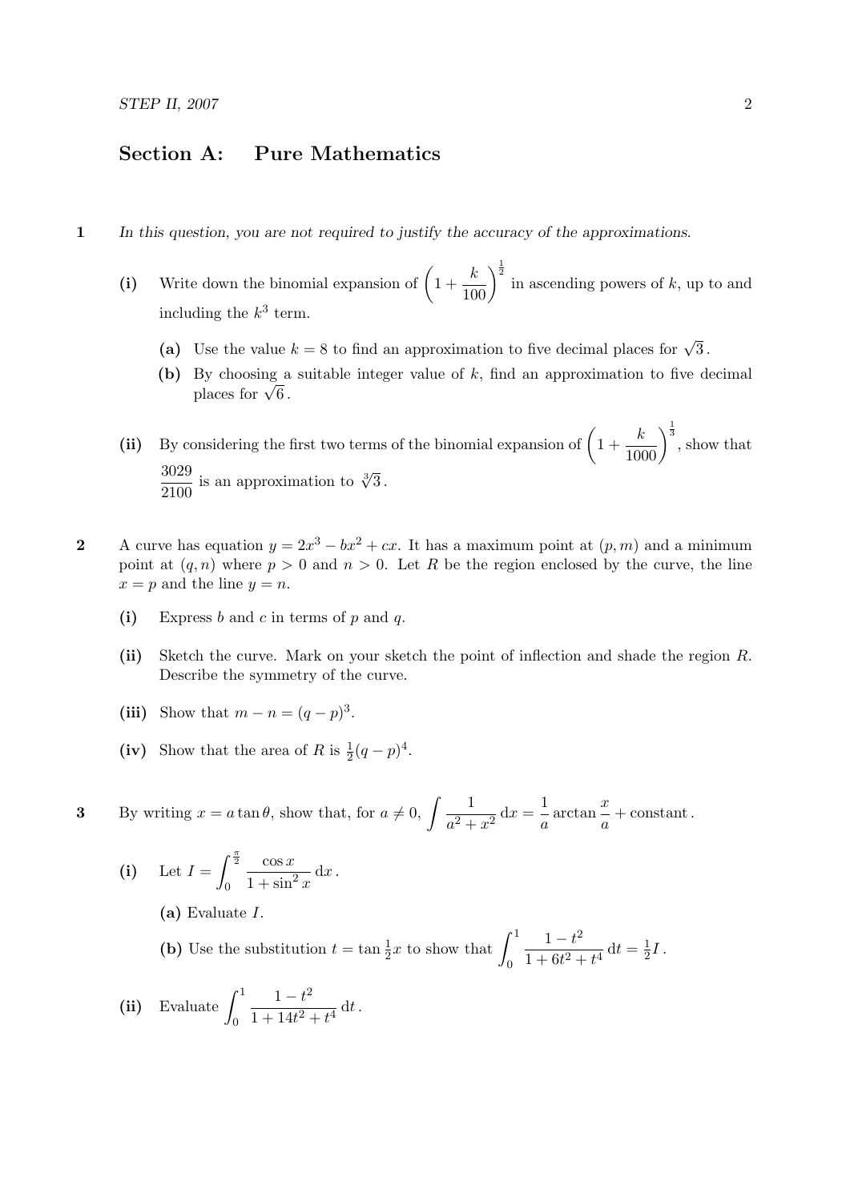## Section A: Pure Mathematics

**1** *In this question, you are not required to justify the accuracy of the approximations.*

**(i)** Write down the binomial expansion of $\left(1 + \dfrac{k}{100}\right)^{\frac{1}{2}}$ in ascending powers of $k$, up to and including the $k^3$ term.

**(a)** Use the value $k = 8$ to find an approximation to five decimal places for $\sqrt{3}$.

**(b)** By choosing a suitable integer value of $k$, find an approximation to five decimal places for $\sqrt{6}$.

**(ii)** By considering the first two terms of the binomial expansion of $\left(1 + \dfrac{k}{1000}\right)^{\frac{1}{3}}$, show that $\dfrac{3029}{2100}$ is an approximation to $\sqrt[3]{3}$.

**2** A curve has equation $y = 2x^3 - bx^2 + cx$. It has a maximum point at $(p, m)$ and a minimum point at $(q, n)$ where $p > 0$ and $n > 0$. Let $R$ be the region enclosed by the curve, the line $x = p$ and the line $y = n$.

**(i)** Express $b$ and $c$ in terms of $p$ and $q$.

**(ii)** Sketch the curve. Mark on your sketch the point of inflection and shade the region $R$. Describe the symmetry of the curve.

**(iii)** Show that $m - n = (q - p)^3$.

**(iv)** Show that the area of $R$ is $\frac{1}{2}(q - p)^4$.

**3** By writing $x = a \tan \theta$, show that, for $a \neq 0$, $\displaystyle\int \frac{1}{a^2 + x^2}\, \mathrm{d}x = \frac{1}{a} \arctan \frac{x}{a} + \text{constant}$.

**(i)** Let $I = \displaystyle\int_0^{\frac{\pi}{2}} \frac{\cos x}{1 + \sin^2 x}\, \mathrm{d}x$.

**(a)** Evaluate $I$.

**(b)** Use the substitution $t = \tan \frac{1}{2}x$ to show that $\displaystyle\int_0^1 \frac{1 - t^2}{1 + 6t^2 + t^4}\, \mathrm{d}t = \frac{1}{2} I$.

**(ii)** Evaluate $\displaystyle\int_0^1 \frac{1 - t^2}{1 + 14t^2 + t^4}\, \mathrm{d}t$.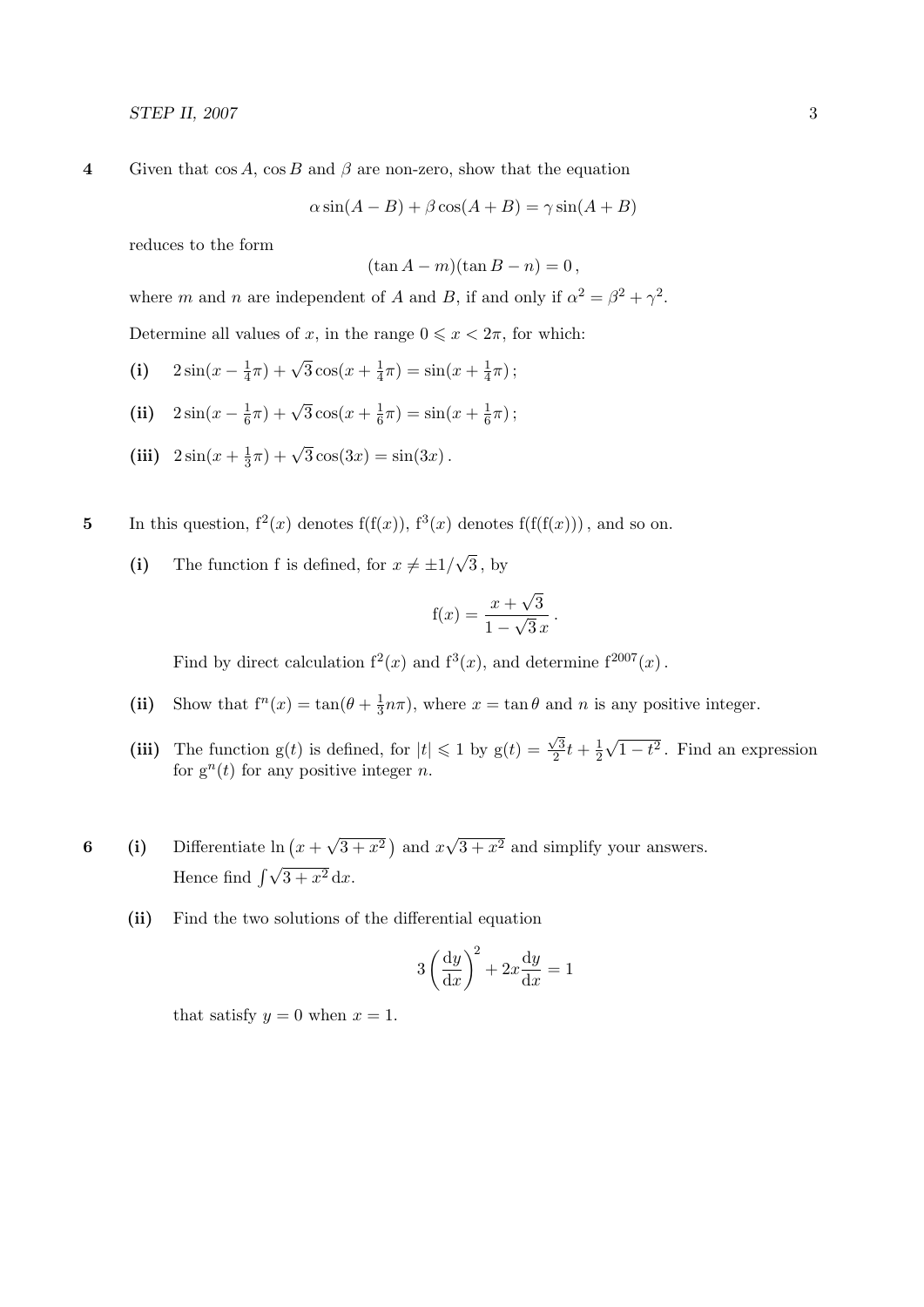**4** Given that $\cos A$, $\cos B$ and $\beta$ are non-zero, show that the equation

$$\alpha \sin(A - B) + \beta \cos(A + B) = \gamma \sin(A + B)$$

reduces to the form

$$(\tan A - m)(\tan B - n) = 0\,,$$

where $m$ and $n$ are independent of $A$ and $B$, if and only if $\alpha^2 = \beta^2 + \gamma^2$.

Determine all values of $x$, in the range $0 \leqslant x < 2\pi$, for which:

**(i)** $2\sin(x - \frac{1}{4}\pi) + \sqrt{3}\cos(x + \frac{1}{4}\pi) = \sin(x + \frac{1}{4}\pi)\,;$

**(ii)** $2\sin(x - \frac{1}{6}\pi) + \sqrt{3}\cos(x + \frac{1}{6}\pi) = \sin(x + \frac{1}{6}\pi)\,;$

**(iii)** $2\sin(x + \frac{1}{3}\pi) + \sqrt{3}\cos(3x) = \sin(3x)\,.$

**5** In this question, $f^2(x)$ denotes $f(f(x))$, $f^3(x)$ denotes $f(f(f(x)))$, and so on.

**(i)** The function f is defined, for $x \neq \pm 1/\sqrt{3}$, by

$$f(x) = \frac{x + \sqrt{3}}{1 - \sqrt{3}\,x}\,.$$

Find by direct calculation $f^2(x)$ and $f^3(x)$, and determine $f^{2007}(x)$.

**(ii)** Show that $f^n(x) = \tan(\theta + \frac{1}{3}n\pi)$, where $x = \tan\theta$ and $n$ is any positive integer.

**(iii)** The function $g(t)$ is defined, for $|t| \leqslant 1$ by $g(t) = \frac{\sqrt{3}}{2}t + \frac{1}{2}\sqrt{1 - t^2}$. Find an expression for $g^n(t)$ for any positive integer $n$.

**6** **(i)** Differentiate $\ln\left(x + \sqrt{3 + x^2}\,\right)$ and $x\sqrt{3 + x^2}$ and simplify your answers. Hence find $\int \sqrt{3 + x^2}\,\mathrm{d}x$.

**(ii)** Find the two solutions of the differential equation

$$3\left(\frac{\mathrm{d}y}{\mathrm{d}x}\right)^2 + 2x\frac{\mathrm{d}y}{\mathrm{d}x} = 1$$

that satisfy $y = 0$ when $x = 1$.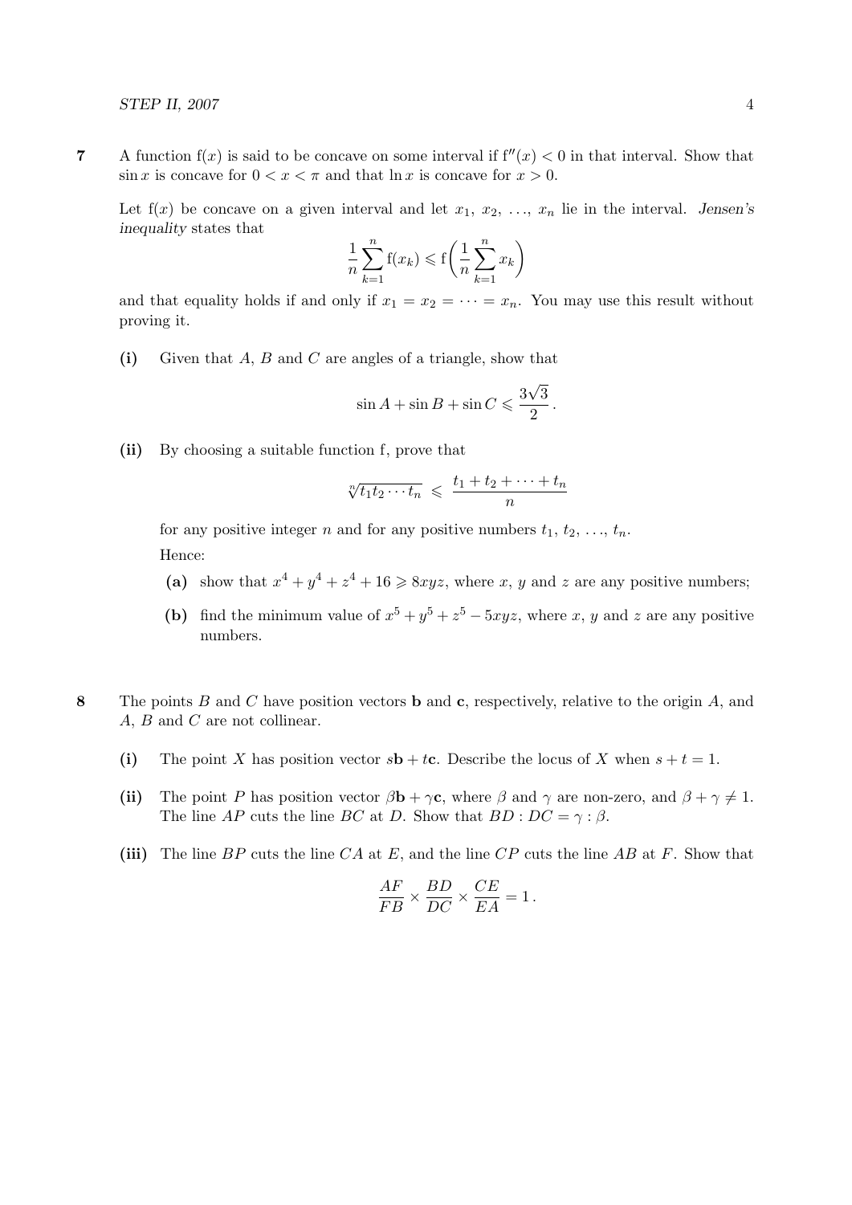**7** A function $f(x)$ is said to be concave on some interval if $f''(x) < 0$ in that interval. Show that $\sin x$ is concave for $0 < x < \pi$ and that $\ln x$ is concave for $x > 0$.

Let $f(x)$ be concave on a given interval and let $x_1, x_2, \ldots, x_n$ lie in the interval. *Jensen's inequality* states that

$$\frac{1}{n}\sum_{k=1}^{n} f(x_k) \leqslant f\left(\frac{1}{n}\sum_{k=1}^{n} x_k\right)$$

and that equality holds if and only if $x_1 = x_2 = \cdots = x_n$. You may use this result without proving it.

**(i)** Given that $A$, $B$ and $C$ are angles of a triangle, show that

$$\sin A + \sin B + \sin C \leqslant \frac{3\sqrt{3}}{2}.$$

**(ii)** By choosing a suitable function f, prove that

$$\sqrt[n]{t_1 t_2 \cdots t_n} \leqslant \frac{t_1 + t_2 + \cdots + t_n}{n}$$

for any positive integer $n$ and for any positive numbers $t_1, t_2, \ldots, t_n$.

Hence:

- **(a)** show that $x^4 + y^4 + z^4 + 16 \geqslant 8xyz$, where $x$, $y$ and $z$ are any positive numbers;
- **(b)** find the minimum value of $x^5 + y^5 + z^5 - 5xyz$, where $x$, $y$ and $z$ are any positive numbers.

**8** The points $B$ and $C$ have position vectors $\mathbf{b}$ and $\mathbf{c}$, respectively, relative to the origin $A$, and $A$, $B$ and $C$ are not collinear.

**(i)** The point $X$ has position vector $s\mathbf{b} + t\mathbf{c}$. Describe the locus of $X$ when $s + t = 1$.

**(ii)** The point $P$ has position vector $\beta\mathbf{b} + \gamma\mathbf{c}$, where $\beta$ and $\gamma$ are non-zero, and $\beta + \gamma \neq 1$. The line $AP$ cuts the line $BC$ at $D$. Show that $BD : DC = \gamma : \beta$.

**(iii)** The line $BP$ cuts the line $CA$ at $E$, and the line $CP$ cuts the line $AB$ at $F$. Show that

$$\frac{AF}{FB} \times \frac{BD}{DC} \times \frac{CE}{EA} = 1.$$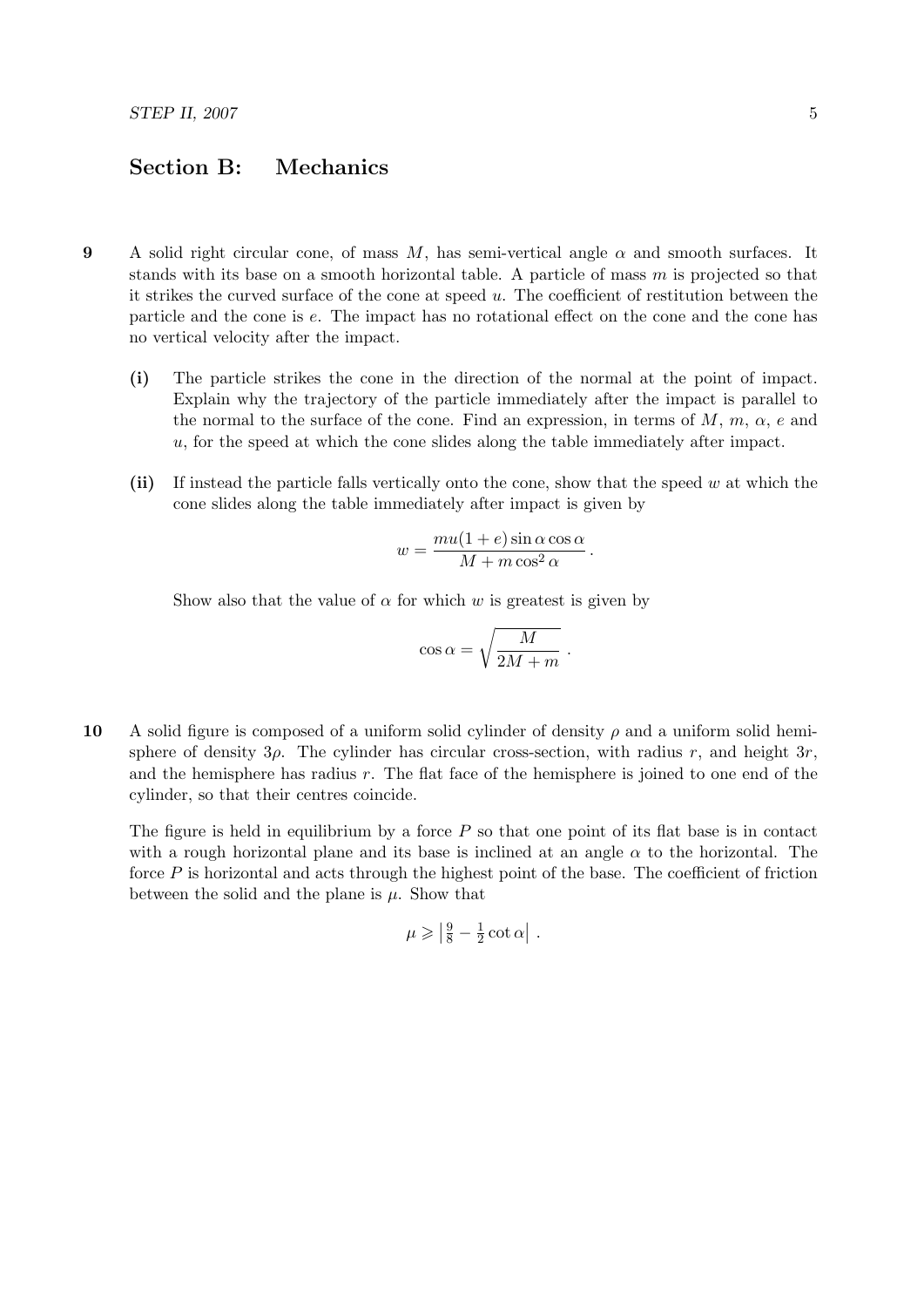## Section B: Mechanics

**9** A solid right circular cone, of mass $M$, has semi-vertical angle $\alpha$ and smooth surfaces. It stands with its base on a smooth horizontal table. A particle of mass $m$ is projected so that it strikes the curved surface of the cone at speed $u$. The coefficient of restitution between the particle and the cone is $e$. The impact has no rotational effect on the cone and the cone has no vertical velocity after the impact.

**(i)** The particle strikes the cone in the direction of the normal at the point of impact. Explain why the trajectory of the particle immediately after the impact is parallel to the normal to the surface of the cone. Find an expression, in terms of $M$, $m$, $\alpha$, $e$ and $u$, for the speed at which the cone slides along the table immediately after impact.

**(ii)** If instead the particle falls vertically onto the cone, show that the speed $w$ at which the cone slides along the table immediately after impact is given by

$$w = \frac{mu(1+e)\sin\alpha\cos\alpha}{M + m\cos^2\alpha}\,.$$

Show also that the value of $\alpha$ for which $w$ is greatest is given by

$$\cos\alpha = \sqrt{\frac{M}{2M+m}}\ .$$

**10** A solid figure is composed of a uniform solid cylinder of density $\rho$ and a uniform solid hemisphere of density $3\rho$. The cylinder has circular cross-section, with radius $r$, and height $3r$, and the hemisphere has radius $r$. The flat face of the hemisphere is joined to one end of the cylinder, so that their centres coincide.

The figure is held in equilibrium by a force $P$ so that one point of its flat base is in contact with a rough horizontal plane and its base is inclined at an angle $\alpha$ to the horizontal. The force $P$ is horizontal and acts through the highest point of the base. The coefficient of friction between the solid and the plane is $\mu$. Show that

$$\mu \geqslant \left|\tfrac{9}{8} - \tfrac{1}{2}\cot\alpha\right|\ .$$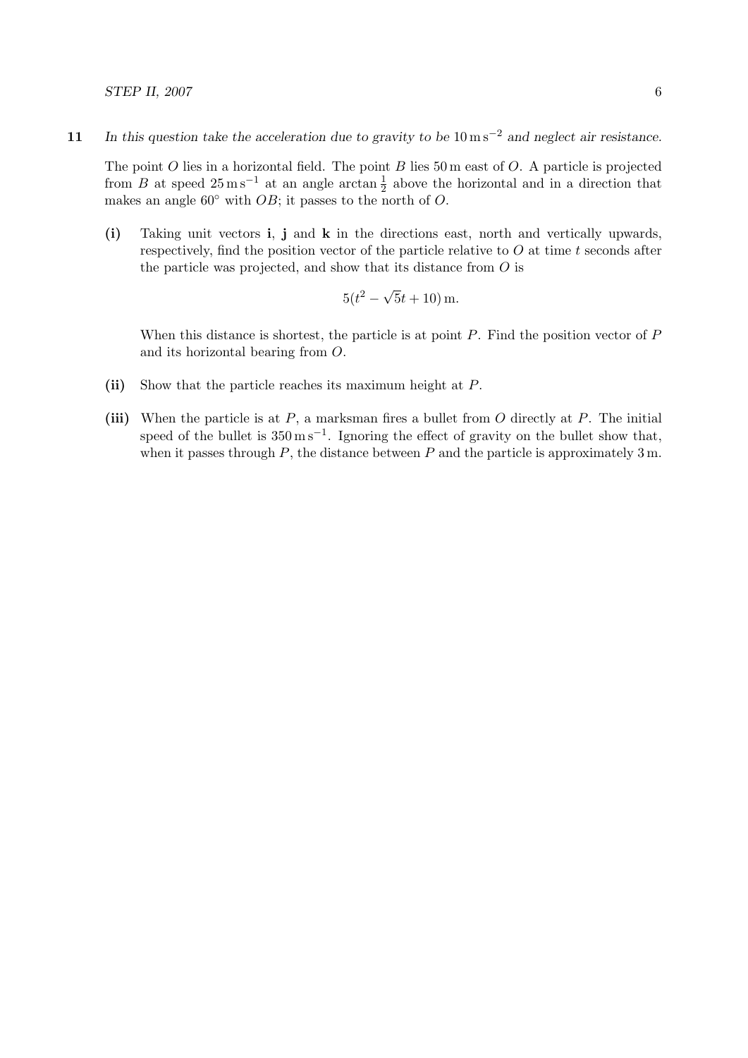**11** *In this question take the acceleration due to gravity to be* $10\,\text{m}\,\text{s}^{-2}$ *and neglect air resistance.*

The point $O$ lies in a horizontal field. The point $B$ lies 50 m east of $O$. A particle is projected from $B$ at speed $25\,\text{m}\,\text{s}^{-1}$ at an angle $\arctan\frac{1}{2}$ above the horizontal and in a direction that makes an angle $60^\circ$ with $OB$; it passes to the north of $O$.

**(i)** Taking unit vectors $\mathbf{i}$, $\mathbf{j}$ and $\mathbf{k}$ in the directions east, north and vertically upwards, respectively, find the position vector of the particle relative to $O$ at time $t$ seconds after the particle was projected, and show that its distance from $O$ is

$$5(t^2 - \sqrt{5}t + 10)\,\text{m}.$$

When this distance is shortest, the particle is at point $P$. Find the position vector of $P$ and its horizontal bearing from $O$.

**(ii)** Show that the particle reaches its maximum height at $P$.

**(iii)** When the particle is at $P$, a marksman fires a bullet from $O$ directly at $P$. The initial speed of the bullet is $350\,\text{m}\,\text{s}^{-1}$. Ignoring the effect of gravity on the bullet show that, when it passes through $P$, the distance between $P$ and the particle is approximately 3 m.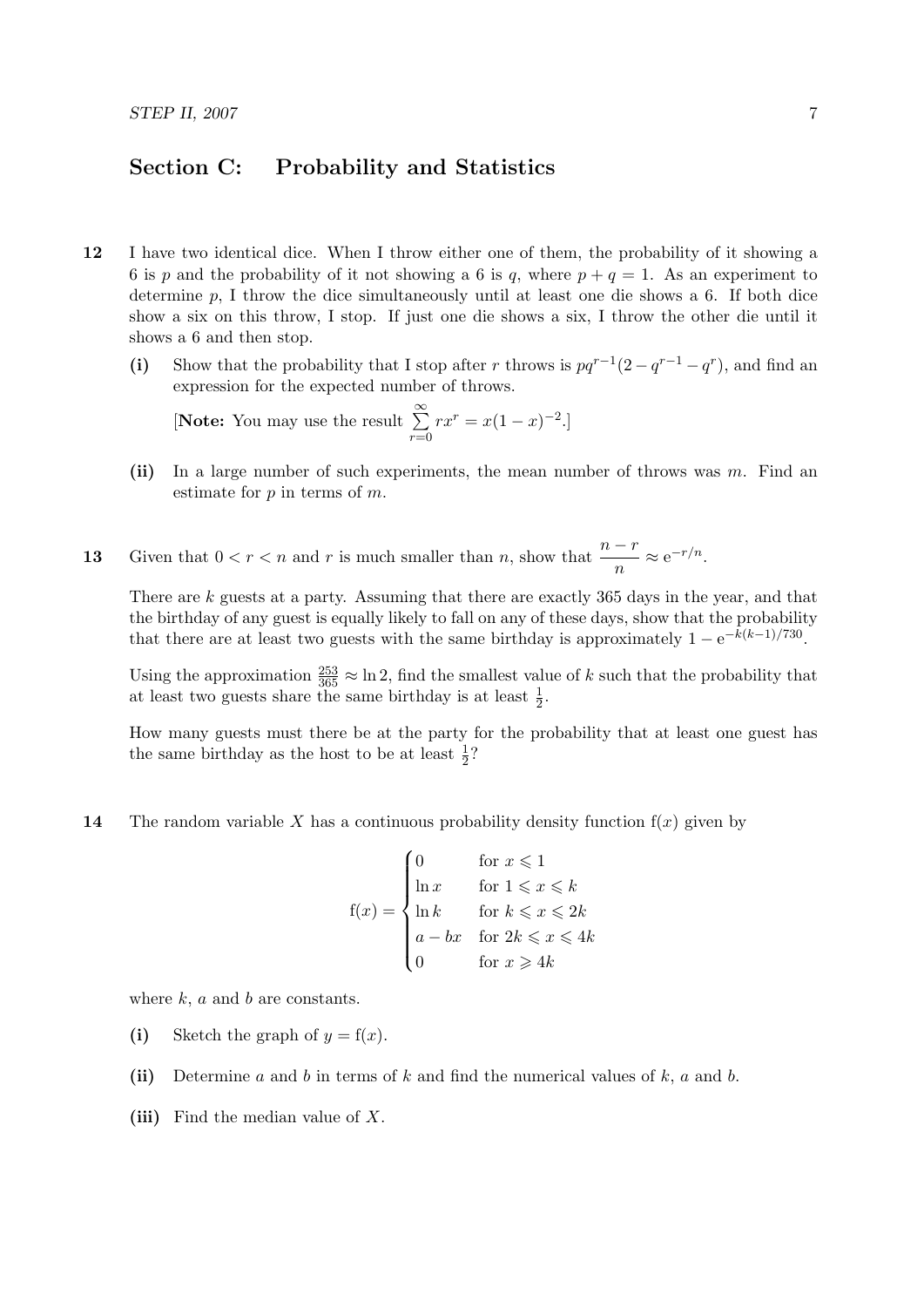## Section C: Probability and Statistics

**12** I have two identical dice. When I throw either one of them, the probability of it showing a 6 is $p$ and the probability of it not showing a 6 is $q$, where $p + q = 1$. As an experiment to determine $p$, I throw the dice simultaneously until at least one die shows a 6. If both dice show a six on this throw, I stop. If just one die shows a six, I throw the other die until it shows a 6 and then stop.

**(i)** Show that the probability that I stop after $r$ throws is $pq^{r-1}(2 - q^{r-1} - q^r)$, and find an expression for the expected number of throws.

[**Note:** You may use the result $\sum_{r=0}^{\infty} rx^r = x(1-x)^{-2}$.]

**(ii)** In a large number of such experiments, the mean number of throws was $m$. Find an estimate for $p$ in terms of $m$.

**13** Given that $0 < r < n$ and $r$ is much smaller than $n$, show that $\dfrac{n-r}{n} \approx \mathrm{e}^{-r/n}$.

There are $k$ guests at a party. Assuming that there are exactly 365 days in the year, and that the birthday of any guest is equally likely to fall on any of these days, show that the probability that there are at least two guests with the same birthday is approximately $1 - \mathrm{e}^{-k(k-1)/730}$.

Using the approximation $\frac{253}{365} \approx \ln 2$, find the smallest value of $k$ such that the probability that at least two guests share the same birthday is at least $\frac{1}{2}$.

How many guests must there be at the party for the probability that at least one guest has the same birthday as the host to be at least $\frac{1}{2}$?

**14** The random variable $X$ has a continuous probability density function $\mathrm{f}(x)$ given by

$$\mathrm{f}(x) = \begin{cases} 0 & \text{for } x \leqslant 1 \\ \ln x & \text{for } 1 \leqslant x \leqslant k \\ \ln k & \text{for } k \leqslant x \leqslant 2k \\ a - bx & \text{for } 2k \leqslant x \leqslant 4k \\ 0 & \text{for } x \geqslant 4k \end{cases}$$

where $k$, $a$ and $b$ are constants.

**(i)** Sketch the graph of $y = \mathrm{f}(x)$.

**(ii)** Determine $a$ and $b$ in terms of $k$ and find the numerical values of $k$, $a$ and $b$.

**(iii)** Find the median value of $X$.